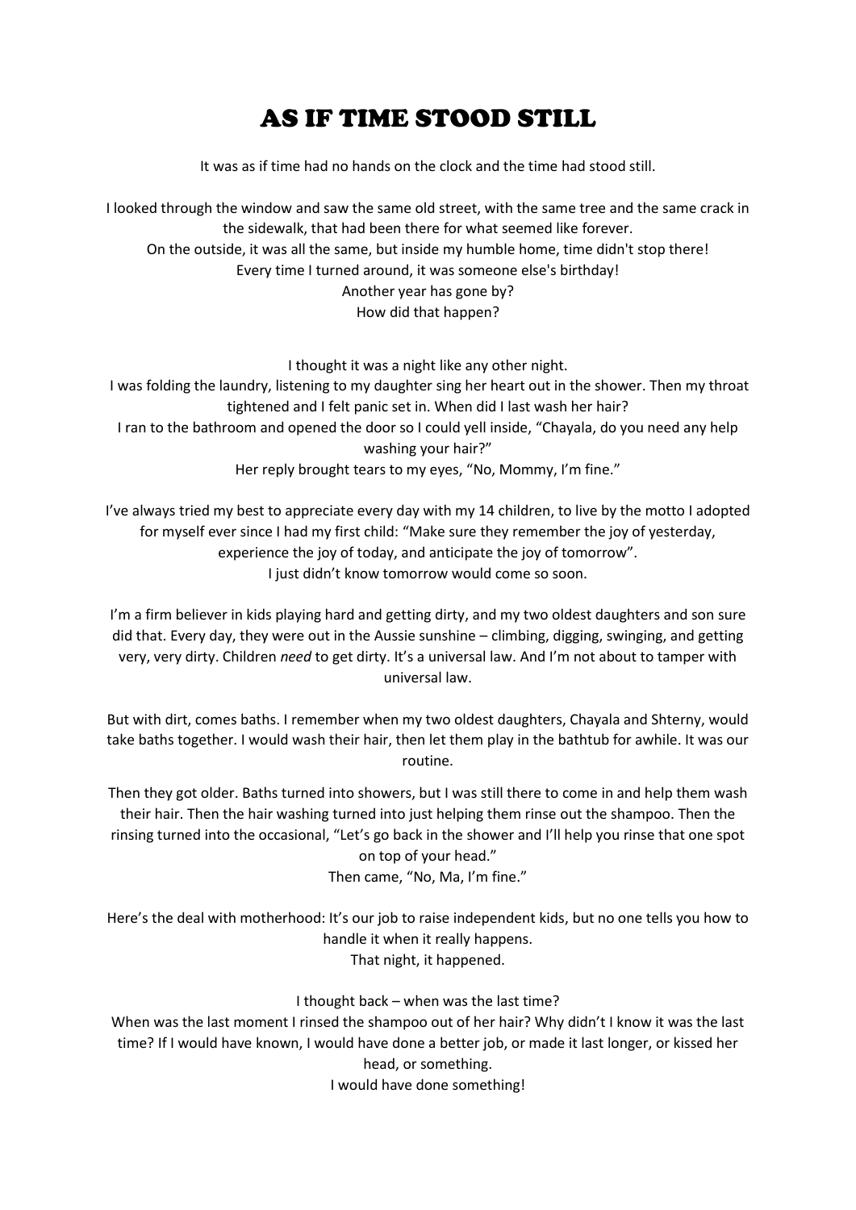# AS IF TIME STOOD STILL

It was as if time had no hands on the clock and the time had stood still.

I looked through the window and saw the same old street, with the same tree and the same crack in the sidewalk, that had been there for what seemed like forever.
On the outside, it was all the same, but inside my humble home, time didn't stop there!
Every time I turned around, it was someone else's birthday!
Another year has gone by?
How did that happen?

I thought it was a night like any other night.
I was folding the laundry, listening to my daughter sing her heart out in the shower. Then my throat tightened and I felt panic set in. When did I last wash her hair?
I ran to the bathroom and opened the door so I could yell inside, "Chayala, do you need any help washing your hair?"
Her reply brought tears to my eyes, "No, Mommy, I'm fine."

I've always tried my best to appreciate every day with my 14 children, to live by the motto I adopted for myself ever since I had my first child: "Make sure they remember the joy of yesterday, experience the joy of today, and anticipate the joy of tomorrow".
I just didn't know tomorrow would come so soon.

I'm a firm believer in kids playing hard and getting dirty, and my two oldest daughters and son sure did that. Every day, they were out in the Aussie sunshine – climbing, digging, swinging, and getting very, very dirty. Children *need* to get dirty. It's a universal law. And I'm not about to tamper with universal law.

But with dirt, comes baths. I remember when my two oldest daughters, Chayala and Shterny, would take baths together. I would wash their hair, then let them play in the bathtub for awhile. It was our routine.

Then they got older. Baths turned into showers, but I was still there to come in and help them wash their hair. Then the hair washing turned into just helping them rinse out the shampoo. Then the rinsing turned into the occasional, "Let's go back in the shower and I'll help you rinse that one spot on top of your head."
Then came, "No, Ma, I'm fine."

Here's the deal with motherhood: It's our job to raise independent kids, but no one tells you how to handle it when it really happens.
That night, it happened.

I thought back – when was the last time?
When was the last moment I rinsed the shampoo out of her hair? Why didn't I know it was the last time? If I would have known, I would have done a better job, or made it last longer, or kissed her head, or something.
I would have done something!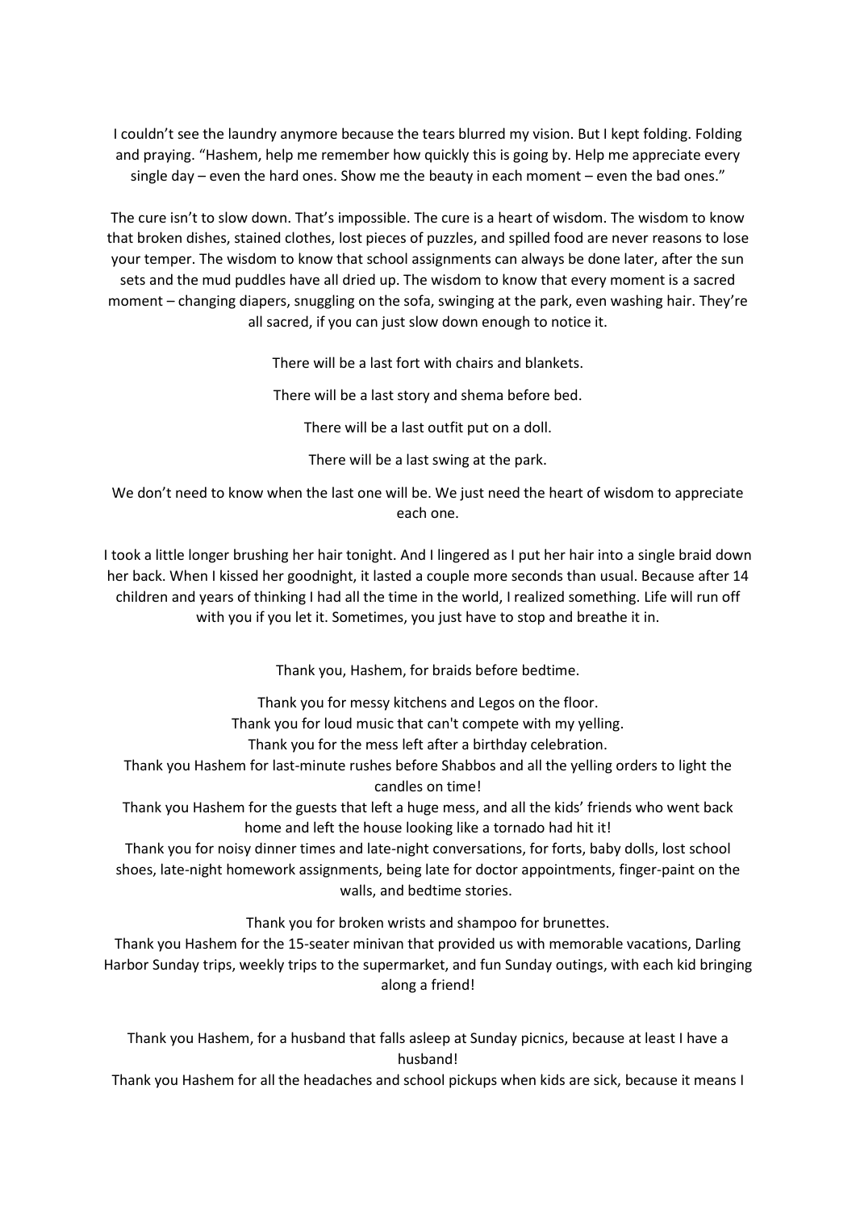I couldn't see the laundry anymore because the tears blurred my vision. But I kept folding. Folding and praying. "Hashem, help me remember how quickly this is going by. Help me appreciate every single day – even the hard ones. Show me the beauty in each moment – even the bad ones."

The cure isn't to slow down. That's impossible. The cure is a heart of wisdom. The wisdom to know that broken dishes, stained clothes, lost pieces of puzzles, and spilled food are never reasons to lose your temper. The wisdom to know that school assignments can always be done later, after the sun sets and the mud puddles have all dried up. The wisdom to know that every moment is a sacred moment – changing diapers, snuggling on the sofa, swinging at the park, even washing hair. They're all sacred, if you can just slow down enough to notice it.

There will be a last fort with chairs and blankets.

There will be a last story and shema before bed.

There will be a last outfit put on a doll.

There will be a last swing at the park.

We don't need to know when the last one will be. We just need the heart of wisdom to appreciate each one.

I took a little longer brushing her hair tonight. And I lingered as I put her hair into a single braid down her back. When I kissed her goodnight, it lasted a couple more seconds than usual. Because after 14 children and years of thinking I had all the time in the world, I realized something. Life will run off with you if you let it. Sometimes, you just have to stop and breathe it in.

Thank you, Hashem, for braids before bedtime.

Thank you for messy kitchens and Legos on the floor.
Thank you for loud music that can't compete with my yelling.
Thank you for the mess left after a birthday celebration.
Thank you Hashem for last-minute rushes before Shabbos and all the yelling orders to light the candles on time!
Thank you Hashem for the guests that left a huge mess, and all the kids' friends who went back home and left the house looking like a tornado had hit it!
Thank you for noisy dinner times and late-night conversations, for forts, baby dolls, lost school shoes, late-night homework assignments, being late for doctor appointments, finger-paint on the walls, and bedtime stories.

Thank you for broken wrists and shampoo for brunettes.
Thank you Hashem for the 15-seater minivan that provided us with memorable vacations, Darling Harbor Sunday trips, weekly trips to the supermarket, and fun Sunday outings, with each kid bringing along a friend!

Thank you Hashem, for a husband that falls asleep at Sunday picnics, because at least I have a husband!
Thank you Hashem for all the headaches and school pickups when kids are sick, because it means I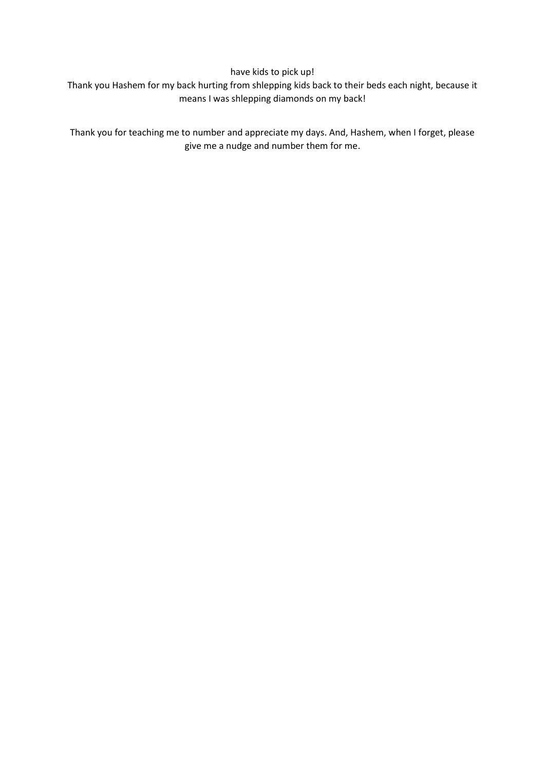have kids to pick up!
Thank you Hashem for my back hurting from shlepping kids back to their beds each night, because it means I was shlepping diamonds on my back!

Thank you for teaching me to number and appreciate my days. And, Hashem, when I forget, please give me a nudge and number them for me.